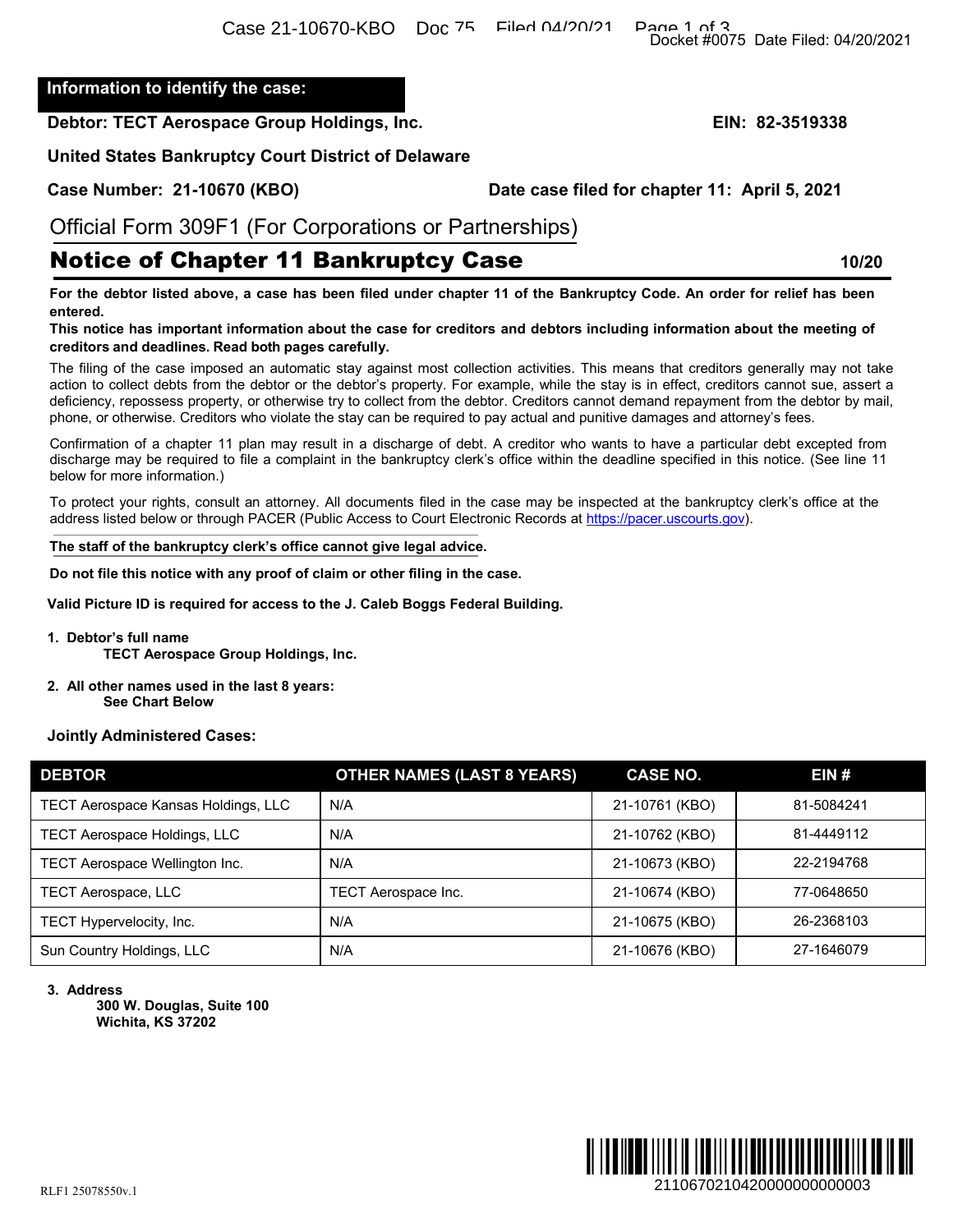**Information to identify the case:**

**Debtor: TECT Aerospace Group Holdings, Inc.** **EIN: 82-3519338**

**United States Bankruptcy Court District of Delaware**

**Case Number: 21-10670 (KBO)** **Date case filed for chapter 11: April 5, 2021**

Official Form 309F1 (For Corporations or Partnerships)

# Notice of Chapter 11 Bankruptcy Case

**10/20**

**For the debtor listed above, a case has been filed under chapter 11 of the Bankruptcy Code. An order for relief has been entered.**

**This notice has important information about the case for creditors and debtors including information about the meeting of creditors and deadlines. Read both pages carefully.**

The filing of the case imposed an automatic stay against most collection activities. This means that creditors generally may not take action to collect debts from the debtor or the debtor's property. For example, while the stay is in effect, creditors cannot sue, assert a deficiency, repossess property, or otherwise try to collect from the debtor. Creditors cannot demand repayment from the debtor by mail, phone, or otherwise. Creditors who violate the stay can be required to pay actual and punitive damages and attorney's fees.

Confirmation of a chapter 11 plan may result in a discharge of debt. A creditor who wants to have a particular debt excepted from discharge may be required to file a complaint in the bankruptcy clerk's office within the deadline specified in this notice. (See line 11 below for more information.)

To protect your rights, consult an attorney. All documents filed in the case may be inspected at the bankruptcy clerk's office at the address listed below or through PACER (Public Access to Court Electronic Records at https://pacer.uscourts.gov).

**The staff of the bankruptcy clerk's office cannot give legal advice.**

**Do not file this notice with any proof of claim or other filing in the case.**

**Valid Picture ID is required for access to the J. Caleb Boggs Federal Building.**

1. **Debtor's full name**
   **TECT Aerospace Group Holdings, Inc.**

2. **All other names used in the last 8 years:**
   **See Chart Below**

**Jointly Administered Cases:**

| DEBTOR | OTHER NAMES (LAST 8 YEARS) | CASE NO. | EIN # |
|---|---|---|---|
| TECT Aerospace Kansas Holdings, LLC | N/A | 21-10761 (KBO) | 81-5084241 |
| TECT Aerospace Holdings, LLC | N/A | 21-10762 (KBO) | 81-4449112 |
| TECT Aerospace Wellington Inc. | N/A | 21-10673 (KBO) | 22-2194768 |
| TECT Aerospace, LLC | TECT Aerospace Inc. | 21-10674 (KBO) | 77-0648650 |
| TECT Hypervelocity, Inc. | N/A | 21-10675 (KBO) | 26-2368103 |
| Sun Country Holdings, LLC | N/A | 21-10676 (KBO) | 27-1646079 |

3. **Address**
   **300 W. Douglas, Suite 100**
   **Wichita, KS 37202**

RLF1 25078550v.1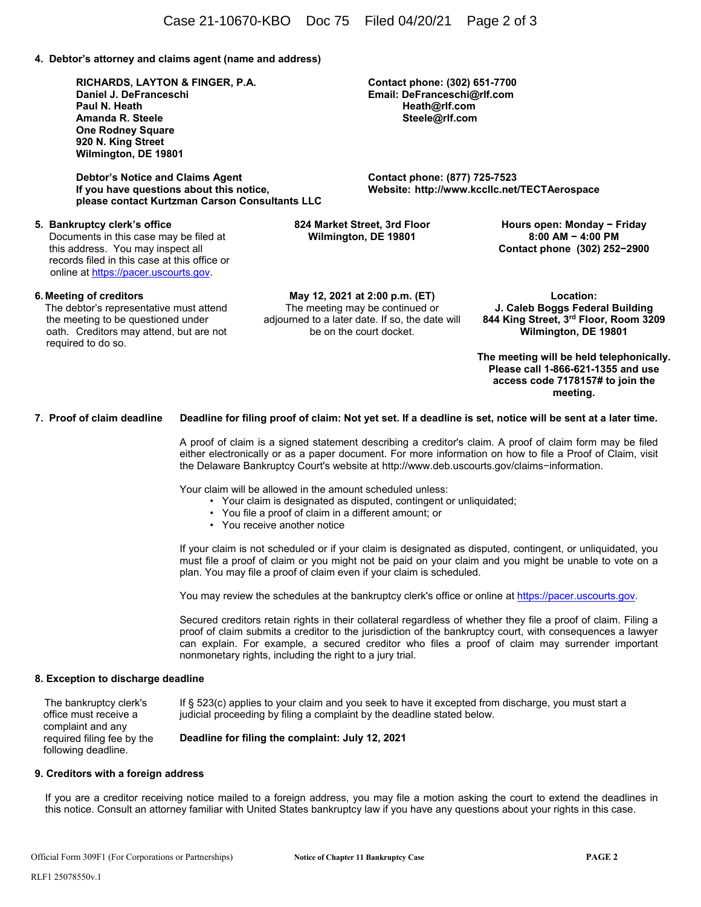## 4. Debtor's attorney and claims agent (name and address)

**RICHARDS, LAYTON & FINGER, P.A.**
**Daniel J. DeFranceschi**
**Paul N. Heath**
**Amanda R. Steele**
**One Rodney Square**
**920 N. King Street**
**Wilmington, DE 19801**

**Contact phone: (302) 651-7700**
**Email: DeFranceschi@rlf.com**
**Heath@rlf.com**
**Steele@rlf.com**

**Debtor's Notice and Claims Agent**
**If you have questions about this notice, please contact Kurtzman Carson Consultants LLC**

**Contact phone: (877) 725-7523**
**Website: http://www.kccllc.net/TECTAerospace**

## 5. Bankruptcy clerk's office

Documents in this case may be filed at this address. You may inspect all records filed in this case at this office or online at https://pacer.uscourts.gov.

**824 Market Street, 3rd Floor**
**Wilmington, DE 19801**

**Hours open: Monday − Friday**
**8:00 AM − 4:00 PM**
**Contact phone (302) 252−2900**

## 6. Meeting of creditors

The debtor's representative must attend the meeting to be questioned under oath. Creditors may attend, but are not required to do so.

**May 12, 2021 at 2:00 p.m. (ET)**
The meeting may be continued or adjourned to a later date. If so, the date will be on the court docket.

**Location:**
**J. Caleb Boggs Federal Building**
**844 King Street, 3rd Floor, Room 3209**
**Wilmington, DE 19801**

**The meeting will be held telephonically. Please call 1-866-621-1355 and use access code 7178157# to join the meeting.**

## 7. Proof of claim deadline

**Deadline for filing proof of claim: Not yet set. If a deadline is set, notice will be sent at a later time.**

A proof of claim is a signed statement describing a creditor's claim. A proof of claim form may be filed either electronically or as a paper document. For more information on how to file a Proof of Claim, visit the Delaware Bankruptcy Court's website at http://www.deb.uscourts.gov/claims−information.

Your claim will be allowed in the amount scheduled unless:

- Your claim is designated as disputed, contingent or unliquidated;
- You file a proof of claim in a different amount; or
- You receive another notice

If your claim is not scheduled or if your claim is designated as disputed, contingent, or unliquidated, you must file a proof of claim or you might not be paid on your claim and you might be unable to vote on a plan. You may file a proof of claim even if your claim is scheduled.

You may review the schedules at the bankruptcy clerk's office or online at https://pacer.uscourts.gov.

Secured creditors retain rights in their collateral regardless of whether they file a proof of claim. Filing a proof of claim submits a creditor to the jurisdiction of the bankruptcy court, with consequences a lawyer can explain. For example, a secured creditor who files a proof of claim may surrender important nonmonetary rights, including the right to a jury trial.

## 8. Exception to discharge deadline

The bankruptcy clerk's office must receive a complaint and any required filing fee by the following deadline.

If § 523(c) applies to your claim and you seek to have it excepted from discharge, you must start a judicial proceeding by filing a complaint by the deadline stated below.

**Deadline for filing the complaint: July 12, 2021**

## 9. Creditors with a foreign address

If you are a creditor receiving notice mailed to a foreign address, you may file a motion asking the court to extend the deadlines in this notice. Consult an attorney familiar with United States bankruptcy law if you have any questions about your rights in this case.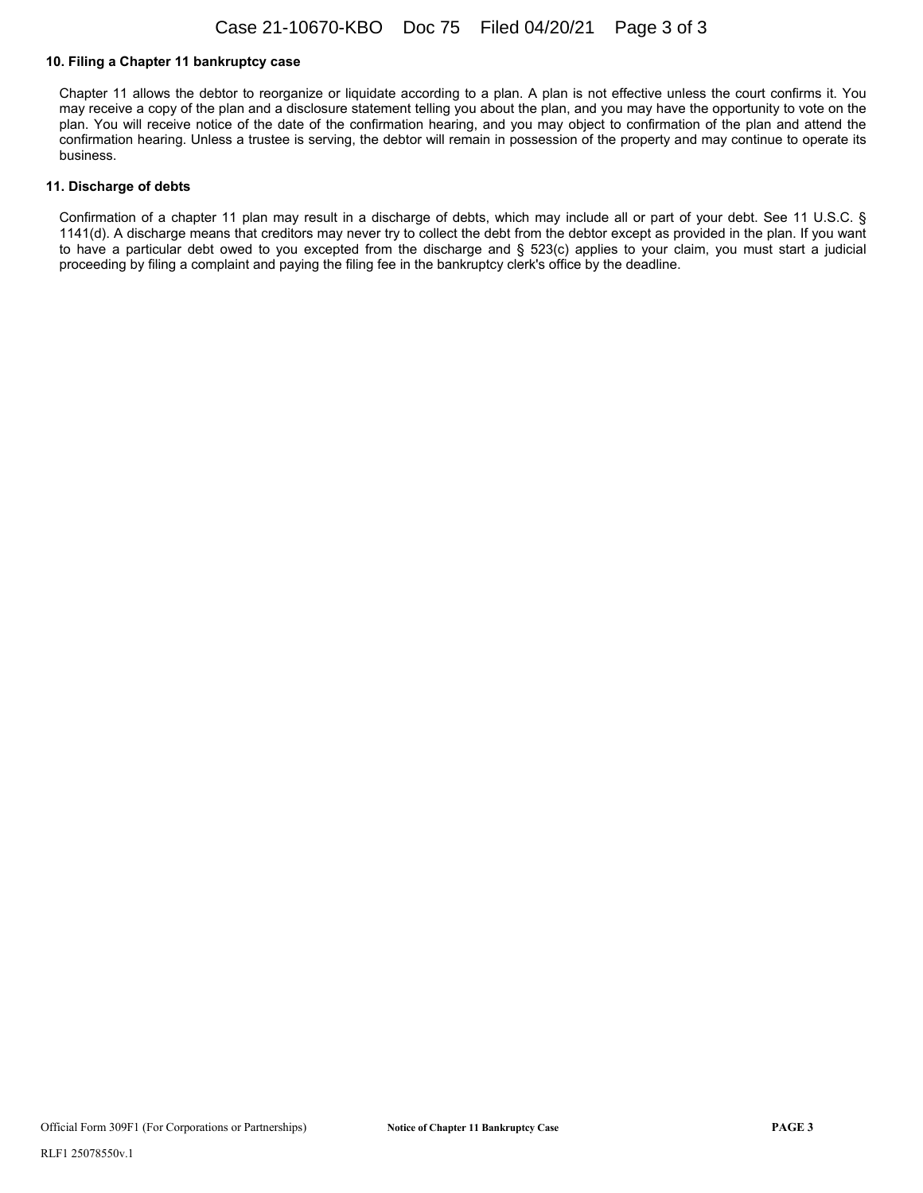**10. Filing a Chapter 11 bankruptcy case**

Chapter 11 allows the debtor to reorganize or liquidate according to a plan. A plan is not effective unless the court confirms it. You may receive a copy of the plan and a disclosure statement telling you about the plan, and you may have the opportunity to vote on the plan. You will receive notice of the date of the confirmation hearing, and you may object to confirmation of the plan and attend the confirmation hearing. Unless a trustee is serving, the debtor will remain in possession of the property and may continue to operate its business.

**11. Discharge of debts**

Confirmation of a chapter 11 plan may result in a discharge of debts, which may include all or part of your debt. See 11 U.S.C. § 1141(d). A discharge means that creditors may never try to collect the debt from the debtor except as provided in the plan. If you want to have a particular debt owed to you excepted from the discharge and § 523(c) applies to your claim, you must start a judicial proceeding by filing a complaint and paying the filing fee in the bankruptcy clerk's office by the deadline.